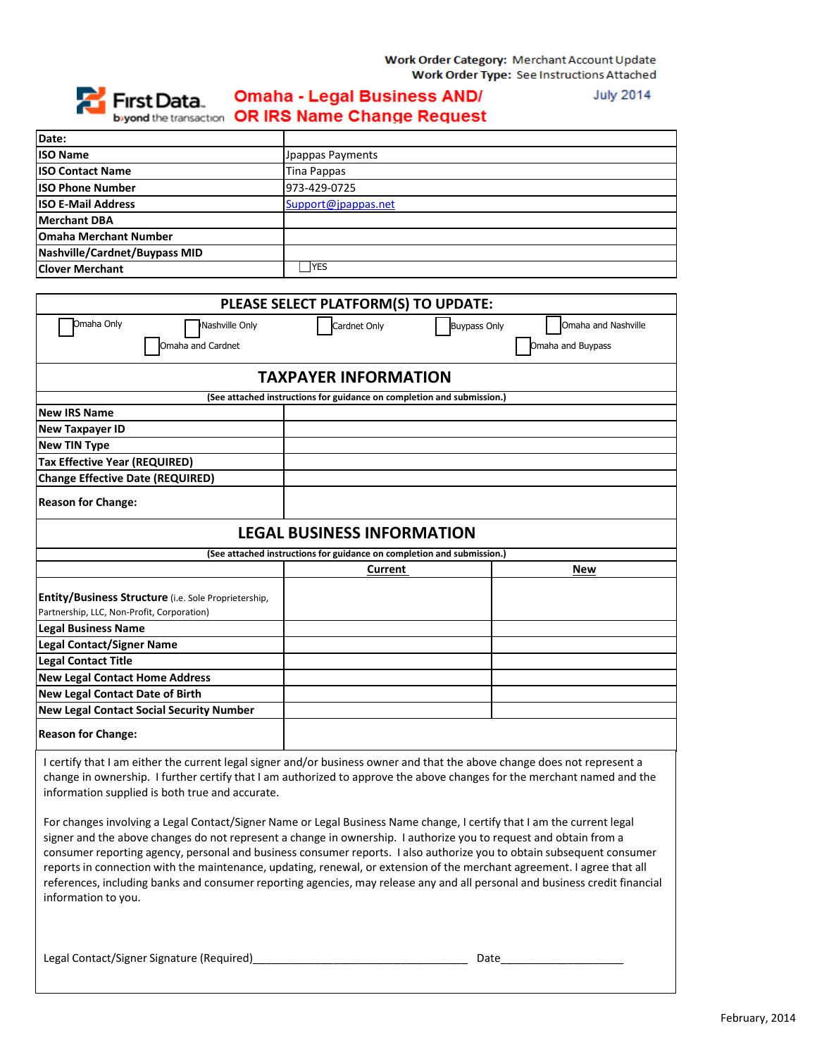**Work Order Category:** Merchant Account Update
**Work Order Type:** See Instructions Attached

First Data. beyond the transaction

# Omaha - Legal Business AND/ OR IRS Name Change Request

July 2014

| | |
|---|---|
| **Date:** | |
| **ISO Name** | Jpappas Payments |
| **ISO Contact Name** | Tina Pappas |
| **ISO Phone Number** | 973-429-0725 |
| **ISO E-Mail Address** | Support@jpappas.net |
| **Merchant DBA** | |
| **Omaha Merchant Number** | |
| **Nashville/Cardnet/Buypass MID** | |
| **Clover Merchant** | ☐ YES |

## PLEASE SELECT PLATFORM(S) TO UPDATE:

☐ Omaha Only ☐ Nashville Only ☐ Cardnet Only ☐ Buypass Only ☐ Omaha and Nashville ☐ Omaha and Cardnet ☐ Omaha and Buypass

## TAXPAYER INFORMATION

**(See attached instructions for guidance on completion and submission.)**

| | |
|---|---|
| **New IRS Name** | |
| **New Taxpayer ID** | |
| **New TIN Type** | |
| **Tax Effective Year (REQUIRED)** | |
| **Change Effective Date (REQUIRED)** | |
| **Reason for Change:** | |

## LEGAL BUSINESS INFORMATION

**(See attached instructions for guidance on completion and submission.)**

| | **Current** | **New** |
|---|---|---|
| **Entity/Business Structure** (i.e. Sole Proprietership, Partnership, LLC, Non-Profit, Corporation) | | |
| **Legal Business Name** | | |
| **Legal Contact/Signer Name** | | |
| **Legal Contact Title** | | |
| **New Legal Contact Home Address** | | |
| **New Legal Contact Date of Birth** | | |
| **New Legal Contact Social Security Number** | | |
| **Reason for Change:** | | |

I certify that I am either the current legal signer and/or business owner and that the above change does not represent a change in ownership. I further certify that I am authorized to approve the above changes for the merchant named and the information supplied is both true and accurate.

For changes involving a Legal Contact/Signer Name or Legal Business Name change, I certify that I am the current legal signer and the above changes do not represent a change in ownership. I authorize you to request and obtain from a consumer reporting agency, personal and business consumer reports. I also authorize you to obtain subsequent consumer reports in connection with the maintenance, updating, renewal, or extension of the merchant agreement. I agree that all references, including banks and consumer reporting agencies, may release any and all personal and business credit financial information to you.

Legal Contact/Signer Signature (Required)__________________________________ Date____________________

February, 2014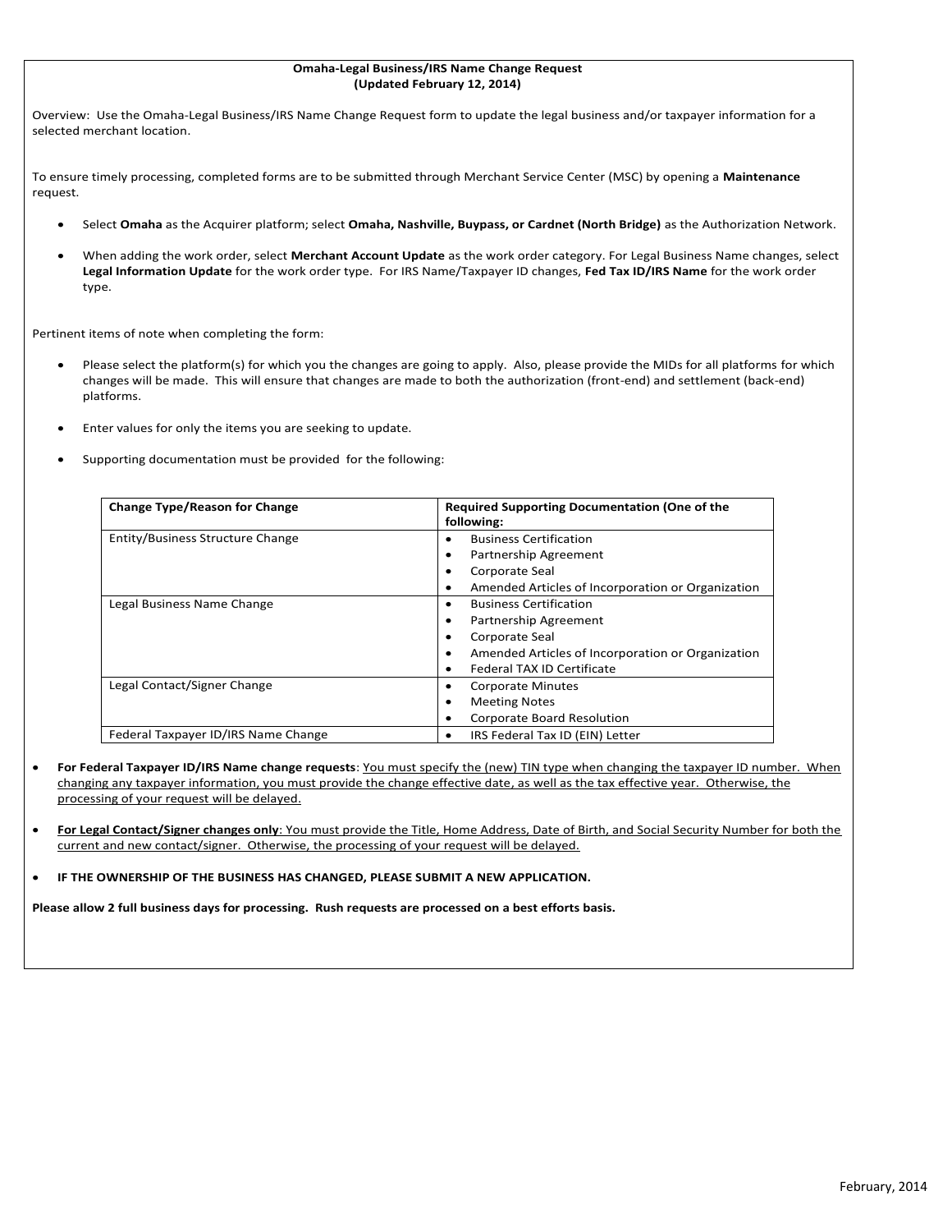**Omaha-Legal Business/IRS Name Change Request**
**(Updated February 12, 2014)**

Overview: Use the Omaha-Legal Business/IRS Name Change Request form to update the legal business and/or taxpayer information for a selected merchant location.

To ensure timely processing, completed forms are to be submitted through Merchant Service Center (MSC) by opening a **Maintenance** request.

- Select **Omaha** as the Acquirer platform; select **Omaha, Nashville, Buypass, or Cardnet (North Bridge)** as the Authorization Network.
- When adding the work order, select **Merchant Account Update** as the work order category. For Legal Business Name changes, select **Legal Information Update** for the work order type. For IRS Name/Taxpayer ID changes, **Fed Tax ID/IRS Name** for the work order type.

Pertinent items of note when completing the form:

- Please select the platform(s) for which you the changes are going to apply. Also, please provide the MIDs for all platforms for which changes will be made. This will ensure that changes are made to both the authorization (front-end) and settlement (back-end) platforms.
- Enter values for only the items you are seeking to update.
- Supporting documentation must be provided for the following:

| Change Type/Reason for Change | Required Supporting Documentation (One of the following: |
|---|---|
| Entity/Business Structure Change | • Business Certification<br>• Partnership Agreement<br>• Corporate Seal<br>• Amended Articles of Incorporation or Organization |
| Legal Business Name Change | • Business Certification<br>• Partnership Agreement<br>• Corporate Seal<br>• Amended Articles of Incorporation or Organization<br>• Federal TAX ID Certificate |
| Legal Contact/Signer Change | • Corporate Minutes<br>• Meeting Notes<br>• Corporate Board Resolution |
| Federal Taxpayer ID/IRS Name Change | • IRS Federal Tax ID (EIN) Letter |

- **For Federal Taxpayer ID/IRS Name change requests**: You must specify the (new) TIN type when changing the taxpayer ID number. When changing any taxpayer information, you must provide the change effective date, as well as the tax effective year. Otherwise, the processing of your request will be delayed.
- **For Legal Contact/Signer changes only**: You must provide the Title, Home Address, Date of Birth, and Social Security Number for both the current and new contact/signer. Otherwise, the processing of your request will be delayed.
- **IF THE OWNERSHIP OF THE BUSINESS HAS CHANGED, PLEASE SUBMIT A NEW APPLICATION.**

**Please allow 2 full business days for processing. Rush requests are processed on a best efforts basis.**